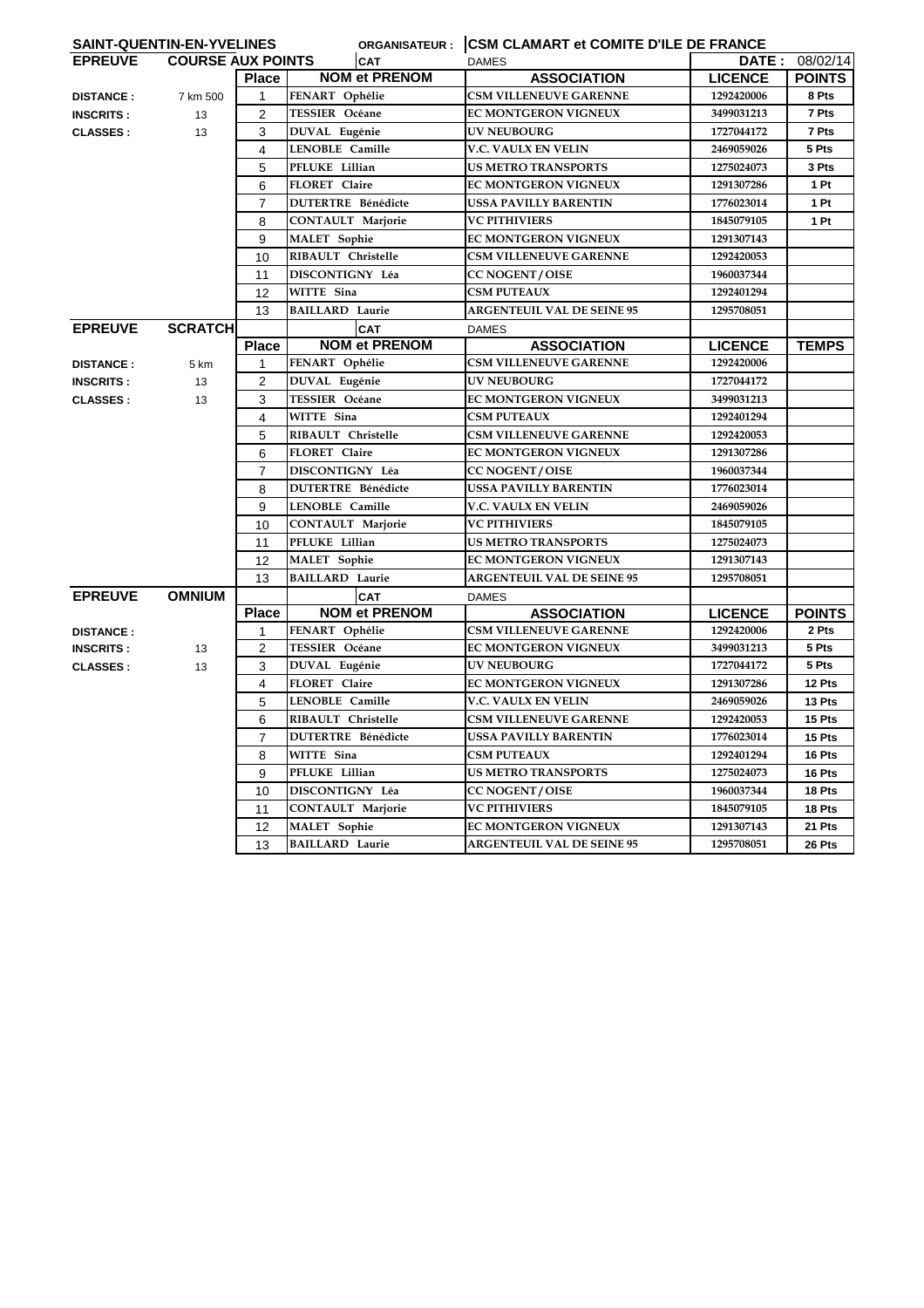**SAINT-QUENTIN-EN-YVELINES** | **ORGANISATEUR : CSM CLAMART et COMITE D'ILE DE FRANCE**

| EPREUVE | COURSE AUX POINTS | | CAT | DAMES | DATE : | 08/02/14 |
|---|---|---|---|---|---|---|
| | | **Place** | **NOM et PRENOM** | **ASSOCIATION** | **LICENCE** | **POINTS** |
| **DISTANCE :** | 7 km 500 | 1 | FENART Ophélie | CSM VILLENEUVE GARENNE | 1292420006 | 8 Pts |
| **INSCRITS :** | 13 | 2 | TESSIER Océane | EC MONTGERON VIGNEUX | 3499031213 | 7 Pts |
| **CLASSES :** | 13 | 3 | DUVAL Eugénie | UV NEUBOURG | 1727044172 | 7 Pts |
| | | 4 | LENOBLE Camille | V.C. VAULX EN VELIN | 2469059026 | 5 Pts |
| | | 5 | PFLUKE Lillian | US METRO TRANSPORTS | 1275024073 | 3 Pts |
| | | 6 | FLORET Claire | EC MONTGERON VIGNEUX | 1291307286 | 1 Pt |
| | | 7 | DUTERTRE Bénédicte | USSA PAVILLY BARENTIN | 1776023014 | 1 Pt |
| | | 8 | CONTAULT Marjorie | VC PITHIVIERS | 1845079105 | 1 Pt |
| | | 9 | MALET Sophie | EC MONTGERON VIGNEUX | 1291307143 | |
| | | 10 | RIBAULT Christelle | CSM VILLENEUVE GARENNE | 1292420053 | |
| | | 11 | DISCONTIGNY Léa | CC NOGENT / OISE | 1960037344 | |
| | | 12 | WITTE Sina | CSM PUTEAUX | 1292401294 | |
| | | 13 | BAILLARD Laurie | ARGENTEUIL VAL DE SEINE 95 | 1295708051 | |

| EPREUVE | SCRATCH | | CAT | DAMES | | |
|---|---|---|---|---|---|---|
| | | **Place** | **NOM et PRENOM** | **ASSOCIATION** | **LICENCE** | **TEMPS** |
| **DISTANCE :** | 5 km | 1 | FENART Ophélie | CSM VILLENEUVE GARENNE | 1292420006 | |
| **INSCRITS :** | 13 | 2 | DUVAL Eugénie | UV NEUBOURG | 1727044172 | |
| **CLASSES :** | 13 | 3 | TESSIER Océane | EC MONTGERON VIGNEUX | 3499031213 | |
| | | 4 | WITTE Sina | CSM PUTEAUX | 1292401294 | |
| | | 5 | RIBAULT Christelle | CSM VILLENEUVE GARENNE | 1292420053 | |
| | | 6 | FLORET Claire | EC MONTGERON VIGNEUX | 1291307286 | |
| | | 7 | DISCONTIGNY Léa | CC NOGENT / OISE | 1960037344 | |
| | | 8 | DUTERTRE Bénédicte | USSA PAVILLY BARENTIN | 1776023014 | |
| | | 9 | LENOBLE Camille | V.C. VAULX EN VELIN | 2469059026 | |
| | | 10 | CONTAULT Marjorie | VC PITHIVIERS | 1845079105 | |
| | | 11 | PFLUKE Lillian | US METRO TRANSPORTS | 1275024073 | |
| | | 12 | MALET Sophie | EC MONTGERON VIGNEUX | 1291307143 | |
| | | 13 | BAILLARD Laurie | ARGENTEUIL VAL DE SEINE 95 | 1295708051 | |

| EPREUVE | OMNIUM | | CAT | DAMES | | |
|---|---|---|---|---|---|---|
| | | **Place** | **NOM et PRENOM** | **ASSOCIATION** | **LICENCE** | **POINTS** |
| **DISTANCE :** | | 1 | FENART Ophélie | CSM VILLENEUVE GARENNE | 1292420006 | 2 Pts |
| **INSCRITS :** | 13 | 2 | TESSIER Océane | EC MONTGERON VIGNEUX | 3499031213 | 5 Pts |
| **CLASSES :** | 13 | 3 | DUVAL Eugénie | UV NEUBOURG | 1727044172 | 5 Pts |
| | | 4 | FLORET Claire | EC MONTGERON VIGNEUX | 1291307286 | 12 Pts |
| | | 5 | LENOBLE Camille | V.C. VAULX EN VELIN | 2469059026 | 13 Pts |
| | | 6 | RIBAULT Christelle | CSM VILLENEUVE GARENNE | 1292420053 | 15 Pts |
| | | 7 | DUTERTRE Bénédicte | USSA PAVILLY BARENTIN | 1776023014 | 15 Pts |
| | | 8 | WITTE Sina | CSM PUTEAUX | 1292401294 | 16 Pts |
| | | 9 | PFLUKE Lillian | US METRO TRANSPORTS | 1275024073 | 16 Pts |
| | | 10 | DISCONTIGNY Léa | CC NOGENT / OISE | 1960037344 | 18 Pts |
| | | 11 | CONTAULT Marjorie | VC PITHIVIERS | 1845079105 | 18 Pts |
| | | 12 | MALET Sophie | EC MONTGERON VIGNEUX | 1291307143 | 21 Pts |
| | | 13 | BAILLARD Laurie | ARGENTEUIL VAL DE SEINE 95 | 1295708051 | 26 Pts |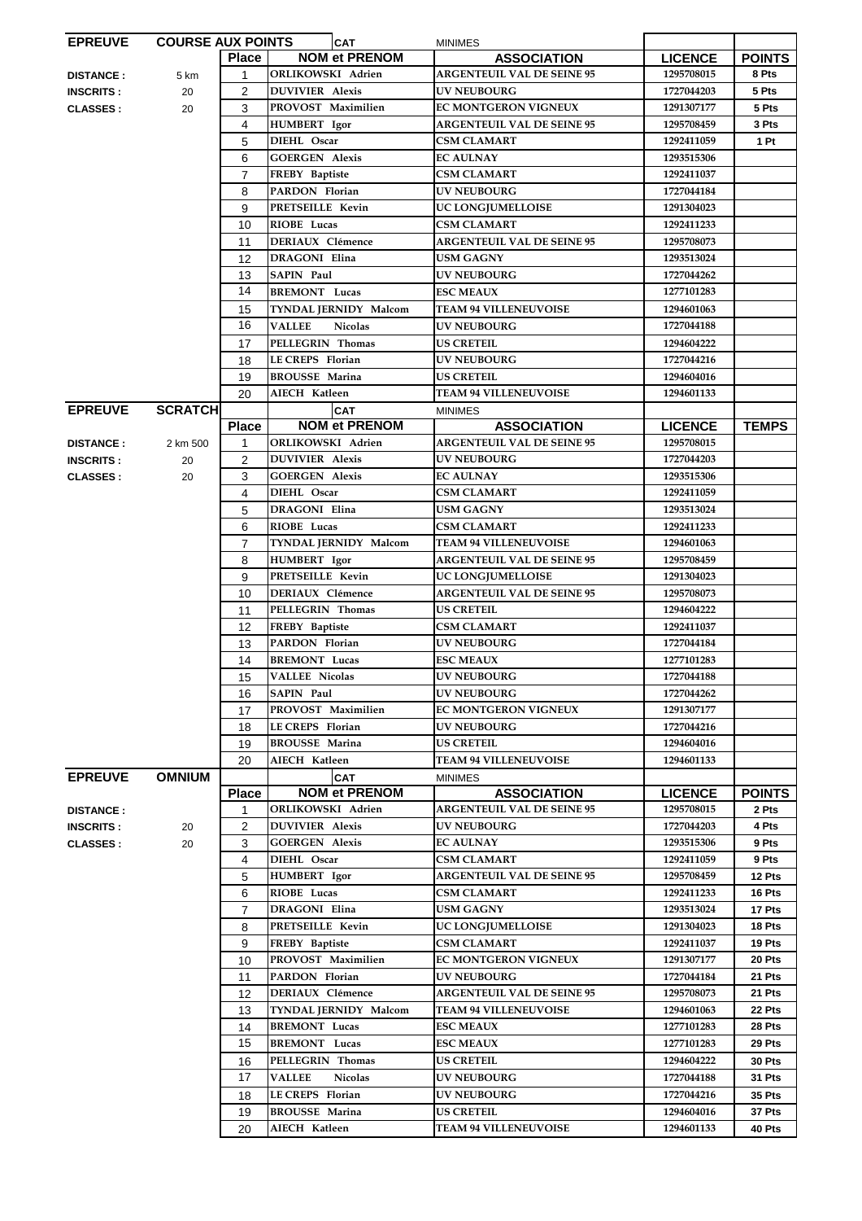| EPREUVE | COURSE AUX POINTS | | CAT | MINIMES | | |
|---|---|---|---|---|---|---|
| | | **Place** | **NOM et PRENOM** | **ASSOCIATION** | **LICENCE** | **POINTS** |
| **DISTANCE :** | 5 km | 1 | ORLIKOWSKI Adrien | ARGENTEUIL VAL DE SEINE 95 | 1295708015 | 8 Pts |
| **INSCRITS :** | 20 | 2 | DUVIVIER Alexis | UV NEUBOURG | 1727044203 | 5 Pts |
| **CLASSES :** | 20 | 3 | PROVOST Maximilien | EC MONTGERON VIGNEUX | 1291307177 | 5 Pts |
| | | 4 | HUMBERT Igor | ARGENTEUIL VAL DE SEINE 95 | 1295708459 | 3 Pts |
| | | 5 | DIEHL Oscar | CSM CLAMART | 1292411059 | 1 Pt |
| | | 6 | GOERGEN Alexis | EC AULNAY | 1293515306 | |
| | | 7 | FREBY Baptiste | CSM CLAMART | 1292411037 | |
| | | 8 | PARDON Florian | UV NEUBOURG | 1727044184 | |
| | | 9 | PRETSEILLE Kevin | UC LONGJUMELLOISE | 1291304023 | |
| | | 10 | RIOBE Lucas | CSM CLAMART | 1292411233 | |
| | | 11 | DERIAUX Clémence | ARGENTEUIL VAL DE SEINE 95 | 1295708073 | |
| | | 12 | DRAGONI Elina | USM GAGNY | 1293513024 | |
| | | 13 | SAPIN Paul | UV NEUBOURG | 1727044262 | |
| | | 14 | BREMONT Lucas | ESC MEAUX | 1277101283 | |
| | | 15 | TYNDAL JERNIDY Malcom | TEAM 94 VILLENEUVOISE | 1294601063 | |
| | | 16 | VALLEE Nicolas | UV NEUBOURG | 1727044188 | |
| | | 17 | PELLEGRIN Thomas | US CRETEIL | 1294604222 | |
| | | 18 | LE CREPS Florian | UV NEUBOURG | 1727044216 | |
| | | 19 | BROUSSE Marina | US CRETEIL | 1294604016 | |
| | | 20 | AIECH Katleen | TEAM 94 VILLENEUVOISE | 1294601133 | |

| EPREUVE | SCRATCH | | CAT | MINIMES | | |
|---|---|---|---|---|---|---|
| | | **Place** | **NOM et PRENOM** | **ASSOCIATION** | **LICENCE** | **TEMPS** |
| **DISTANCE :** | 2 km 500 | 1 | ORLIKOWSKI Adrien | ARGENTEUIL VAL DE SEINE 95 | 1295708015 | |
| **INSCRITS :** | 20 | 2 | DUVIVIER Alexis | UV NEUBOURG | 1727044203 | |
| **CLASSES :** | 20 | 3 | GOERGEN Alexis | EC AULNAY | 1293515306 | |
| | | 4 | DIEHL Oscar | CSM CLAMART | 1292411059 | |
| | | 5 | DRAGONI Elina | USM GAGNY | 1293513024 | |
| | | 6 | RIOBE Lucas | CSM CLAMART | 1292411233 | |
| | | 7 | TYNDAL JERNIDY Malcom | TEAM 94 VILLENEUVOISE | 1294601063 | |
| | | 8 | HUMBERT Igor | ARGENTEUIL VAL DE SEINE 95 | 1295708459 | |
| | | 9 | PRETSEILLE Kevin | UC LONGJUMELLOISE | 1291304023 | |
| | | 10 | DERIAUX Clémence | ARGENTEUIL VAL DE SEINE 95 | 1295708073 | |
| | | 11 | PELLEGRIN Thomas | US CRETEIL | 1294604222 | |
| | | 12 | FREBY Baptiste | CSM CLAMART | 1292411037 | |
| | | 13 | PARDON Florian | UV NEUBOURG | 1727044184 | |
| | | 14 | BREMONT Lucas | ESC MEAUX | 1277101283 | |
| | | 15 | VALLEE Nicolas | UV NEUBOURG | 1727044188 | |
| | | 16 | SAPIN Paul | UV NEUBOURG | 1727044262 | |
| | | 17 | PROVOST Maximilien | EC MONTGERON VIGNEUX | 1291307177 | |
| | | 18 | LE CREPS Florian | UV NEUBOURG | 1727044216 | |
| | | 19 | BROUSSE Marina | US CRETEIL | 1294604016 | |
| | | 20 | AIECH Katleen | TEAM 94 VILLENEUVOISE | 1294601133 | |

| EPREUVE | OMNIUM | | CAT | MINIMES | | |
|---|---|---|---|---|---|---|
| | | **Place** | **NOM et PRENOM** | **ASSOCIATION** | **LICENCE** | **POINTS** |
| **DISTANCE :** | | 1 | ORLIKOWSKI Adrien | ARGENTEUIL VAL DE SEINE 95 | 1295708015 | 2 Pts |
| **INSCRITS :** | 20 | 2 | DUVIVIER Alexis | UV NEUBOURG | 1727044203 | 4 Pts |
| **CLASSES :** | 20 | 3 | GOERGEN Alexis | EC AULNAY | 1293515306 | 9 Pts |
| | | 4 | DIEHL Oscar | CSM CLAMART | 1292411059 | 9 Pts |
| | | 5 | HUMBERT Igor | ARGENTEUIL VAL DE SEINE 95 | 1295708459 | 12 Pts |
| | | 6 | RIOBE Lucas | CSM CLAMART | 1292411233 | 16 Pts |
| | | 7 | DRAGONI Elina | USM GAGNY | 1293513024 | 17 Pts |
| | | 8 | PRETSEILLE Kevin | UC LONGJUMELLOISE | 1291304023 | 18 Pts |
| | | 9 | FREBY Baptiste | CSM CLAMART | 1292411037 | 19 Pts |
| | | 10 | PROVOST Maximilien | EC MONTGERON VIGNEUX | 1291307177 | 20 Pts |
| | | 11 | PARDON Florian | UV NEUBOURG | 1727044184 | 21 Pts |
| | | 12 | DERIAUX Clémence | ARGENTEUIL VAL DE SEINE 95 | 1295708073 | 21 Pts |
| | | 13 | TYNDAL JERNIDY Malcom | TEAM 94 VILLENEUVOISE | 1294601063 | 22 Pts |
| | | 14 | BREMONT Lucas | ESC MEAUX | 1277101283 | 28 Pts |
| | | 15 | BREMONT Lucas | ESC MEAUX | 1277101283 | 29 Pts |
| | | 16 | PELLEGRIN Thomas | US CRETEIL | 1294604222 | 30 Pts |
| | | 17 | VALLEE Nicolas | UV NEUBOURG | 1727044188 | 31 Pts |
| | | 18 | LE CREPS Florian | UV NEUBOURG | 1727044216 | 35 Pts |
| | | 19 | BROUSSE Marina | US CRETEIL | 1294604016 | 37 Pts |
| | | 20 | AIECH Katleen | TEAM 94 VILLENEUVOISE | 1294601133 | 40 Pts |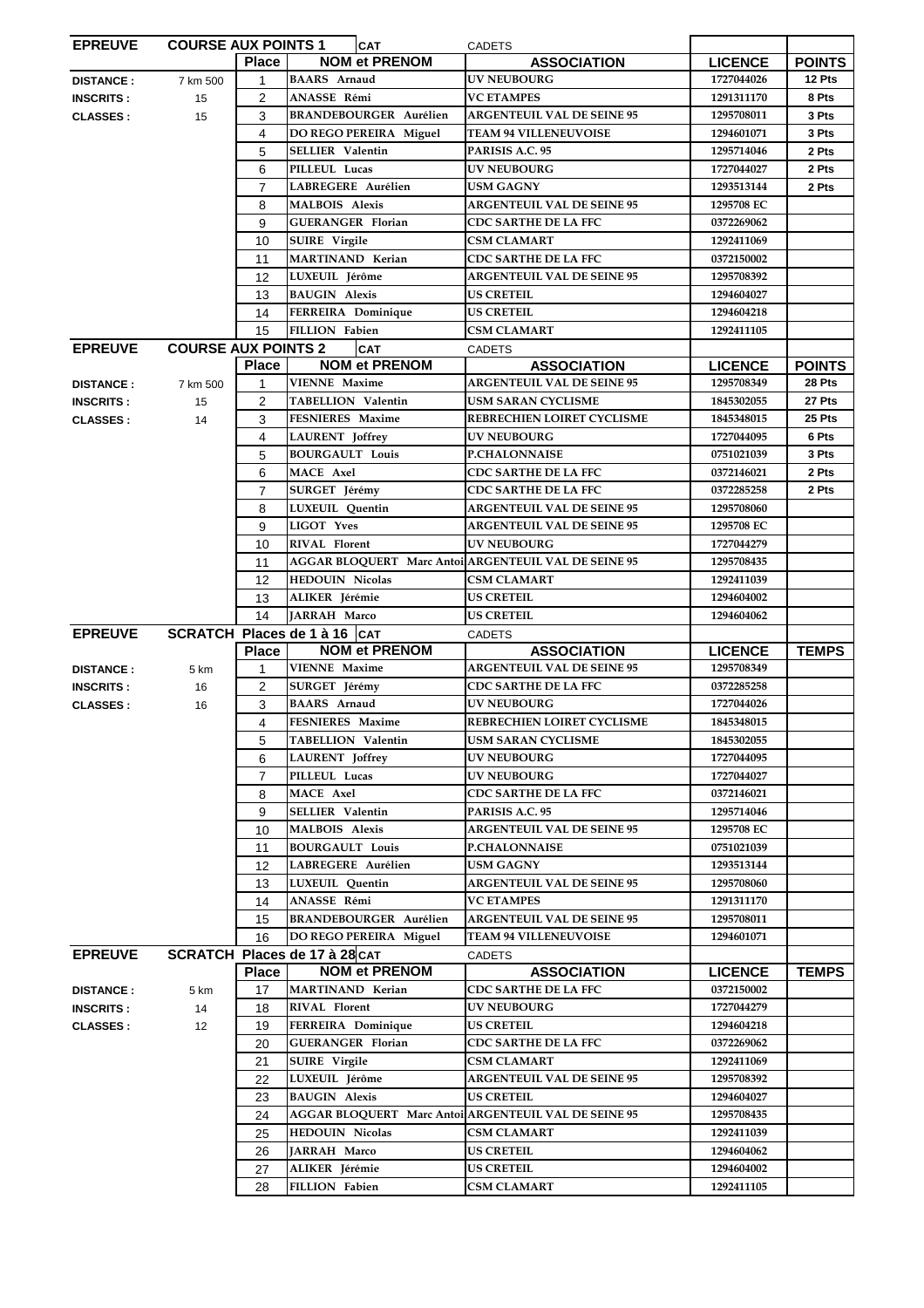| EPREUVE | COURSE AUX POINTS 1 | | CAT | CADETS | | |
|---|---|---|---|---|---|---|
| | | **Place** | **NOM et PRENOM** | **ASSOCIATION** | **LICENCE** | **POINTS** |
| **DISTANCE :** | 7 km 500 | 1 | BAARS Arnaud | UV NEUBOURG | 1727044026 | 12 Pts |
| **INSCRITS :** | 15 | 2 | ANASSE Rémi | VC ETAMPES | 1291311170 | 8 Pts |
| **CLASSES :** | 15 | 3 | BRANDEBOURGER Aurélien | ARGENTEUIL VAL DE SEINE 95 | 1295708011 | 3 Pts |
| | | 4 | DO REGO PEREIRA Miguel | TEAM 94 VILLENEUVOISE | 1294601071 | 3 Pts |
| | | 5 | SELLIER Valentin | PARISIS A.C. 95 | 1295714046 | 2 Pts |
| | | 6 | PILLEUL Lucas | UV NEUBOURG | 1727044027 | 2 Pts |
| | | 7 | LABREGERE Aurélien | USM GAGNY | 1293513144 | 2 Pts |
| | | 8 | MALBOIS Alexis | ARGENTEUIL VAL DE SEINE 95 | 1295708 EC | |
| | | 9 | GUERANGER Florian | CDC SARTHE DE LA FFC | 0372269062 | |
| | | 10 | SUIRE Virgile | CSM CLAMART | 1292411069 | |
| | | 11 | MARTINAND Kerian | CDC SARTHE DE LA FFC | 0372150002 | |
| | | 12 | LUXEUIL Jérôme | ARGENTEUIL VAL DE SEINE 95 | 1295708392 | |
| | | 13 | BAUGIN Alexis | US CRETEIL | 1294604027 | |
| | | 14 | FERREIRA Dominique | US CRETEIL | 1294604218 | |
| | | 15 | FILLION Fabien | CSM CLAMART | 1292411105 | |

| EPREUVE | COURSE AUX POINTS 2 | | CAT | CADETS | | |
|---|---|---|---|---|---|---|
| | | **Place** | **NOM et PRENOM** | **ASSOCIATION** | **LICENCE** | **POINTS** |
| **DISTANCE :** | 7 km 500 | 1 | VIENNE Maxime | ARGENTEUIL VAL DE SEINE 95 | 1295708349 | 28 Pts |
| **INSCRITS :** | 15 | 2 | TABELLION Valentin | USM SARAN CYCLISME | 1845302055 | 27 Pts |
| **CLASSES :** | 14 | 3 | FESNIERES Maxime | REBRECHIEN LOIRET CYCLISME | 1845348015 | 25 Pts |
| | | 4 | LAURENT Joffrey | UV NEUBOURG | 1727044095 | 6 Pts |
| | | 5 | BOURGAULT Louis | P.CHALONNAISE | 0751021039 | 3 Pts |
| | | 6 | MACE Axel | CDC SARTHE DE LA FFC | 0372146021 | 2 Pts |
| | | 7 | SURGET Jérémy | CDC SARTHE DE LA FFC | 0372285258 | 2 Pts |
| | | 8 | LUXEUIL Quentin | ARGENTEUIL VAL DE SEINE 95 | 1295708060 | |
| | | 9 | LIGOT Yves | ARGENTEUIL VAL DE SEINE 95 | 1295708 EC | |
| | | 10 | RIVAL Florent | UV NEUBOURG | 1727044279 | |
| | | 11 | AGGAR BLOQUERT Marc Antoi | ARGENTEUIL VAL DE SEINE 95 | 1295708435 | |
| | | 12 | HEDOUIN Nicolas | CSM CLAMART | 1292411039 | |
| | | 13 | ALIKER Jérémie | US CRETEIL | 1294604002 | |
| | | 14 | JARRAH Marco | US CRETEIL | 1294604062 | |

| EPREUVE | SCRATCH Places de 1 à 16 | | CAT | CADETS | | |
|---|---|---|---|---|---|---|
| | | **Place** | **NOM et PRENOM** | **ASSOCIATION** | **LICENCE** | **TEMPS** |
| **DISTANCE :** | 5 km | 1 | VIENNE Maxime | ARGENTEUIL VAL DE SEINE 95 | 1295708349 | |
| **INSCRITS :** | 16 | 2 | SURGET Jérémy | CDC SARTHE DE LA FFC | 0372285258 | |
| **CLASSES :** | 16 | 3 | BAARS Arnaud | UV NEUBOURG | 1727044026 | |
| | | 4 | FESNIERES Maxime | REBRECHIEN LOIRET CYCLISME | 1845348015 | |
| | | 5 | TABELLION Valentin | USM SARAN CYCLISME | 1845302055 | |
| | | 6 | LAURENT Joffrey | UV NEUBOURG | 1727044095 | |
| | | 7 | PILLEUL Lucas | UV NEUBOURG | 1727044027 | |
| | | 8 | MACE Axel | CDC SARTHE DE LA FFC | 0372146021 | |
| | | 9 | SELLIER Valentin | PARISIS A.C. 95 | 1295714046 | |
| | | 10 | MALBOIS Alexis | ARGENTEUIL VAL DE SEINE 95 | 1295708 EC | |
| | | 11 | BOURGAULT Louis | P.CHALONNAISE | 0751021039 | |
| | | 12 | LABREGERE Aurélien | USM GAGNY | 1293513144 | |
| | | 13 | LUXEUIL Quentin | ARGENTEUIL VAL DE SEINE 95 | 1295708060 | |
| | | 14 | ANASSE Rémi | VC ETAMPES | 1291311170 | |
| | | 15 | BRANDEBOURGER Aurélien | ARGENTEUIL VAL DE SEINE 95 | 1295708011 | |
| | | 16 | DO REGO PEREIRA Miguel | TEAM 94 VILLENEUVOISE | 1294601071 | |

| EPREUVE | SCRATCH Places de 17 à 28 | | CAT | CADETS | | |
|---|---|---|---|---|---|---|
| | | **Place** | **NOM et PRENOM** | **ASSOCIATION** | **LICENCE** | **TEMPS** |
| **DISTANCE :** | 5 km | 17 | MARTINAND Kerian | CDC SARTHE DE LA FFC | 0372150002 | |
| **INSCRITS :** | 14 | 18 | RIVAL Florent | UV NEUBOURG | 1727044279 | |
| **CLASSES :** | 12 | 19 | FERREIRA Dominique | US CRETEIL | 1294604218 | |
| | | 20 | GUERANGER Florian | CDC SARTHE DE LA FFC | 0372269062 | |
| | | 21 | SUIRE Virgile | CSM CLAMART | 1292411069 | |
| | | 22 | LUXEUIL Jérôme | ARGENTEUIL VAL DE SEINE 95 | 1295708392 | |
| | | 23 | BAUGIN Alexis | US CRETEIL | 1294604027 | |
| | | 24 | AGGAR BLOQUERT Marc Antoi | ARGENTEUIL VAL DE SEINE 95 | 1295708435 | |
| | | 25 | HEDOUIN Nicolas | CSM CLAMART | 1292411039 | |
| | | 26 | JARRAH Marco | US CRETEIL | 1294604062 | |
| | | 27 | ALIKER Jérémie | US CRETEIL | 1294604002 | |
| | | 28 | FILLION Fabien | CSM CLAMART | 1292411105 | |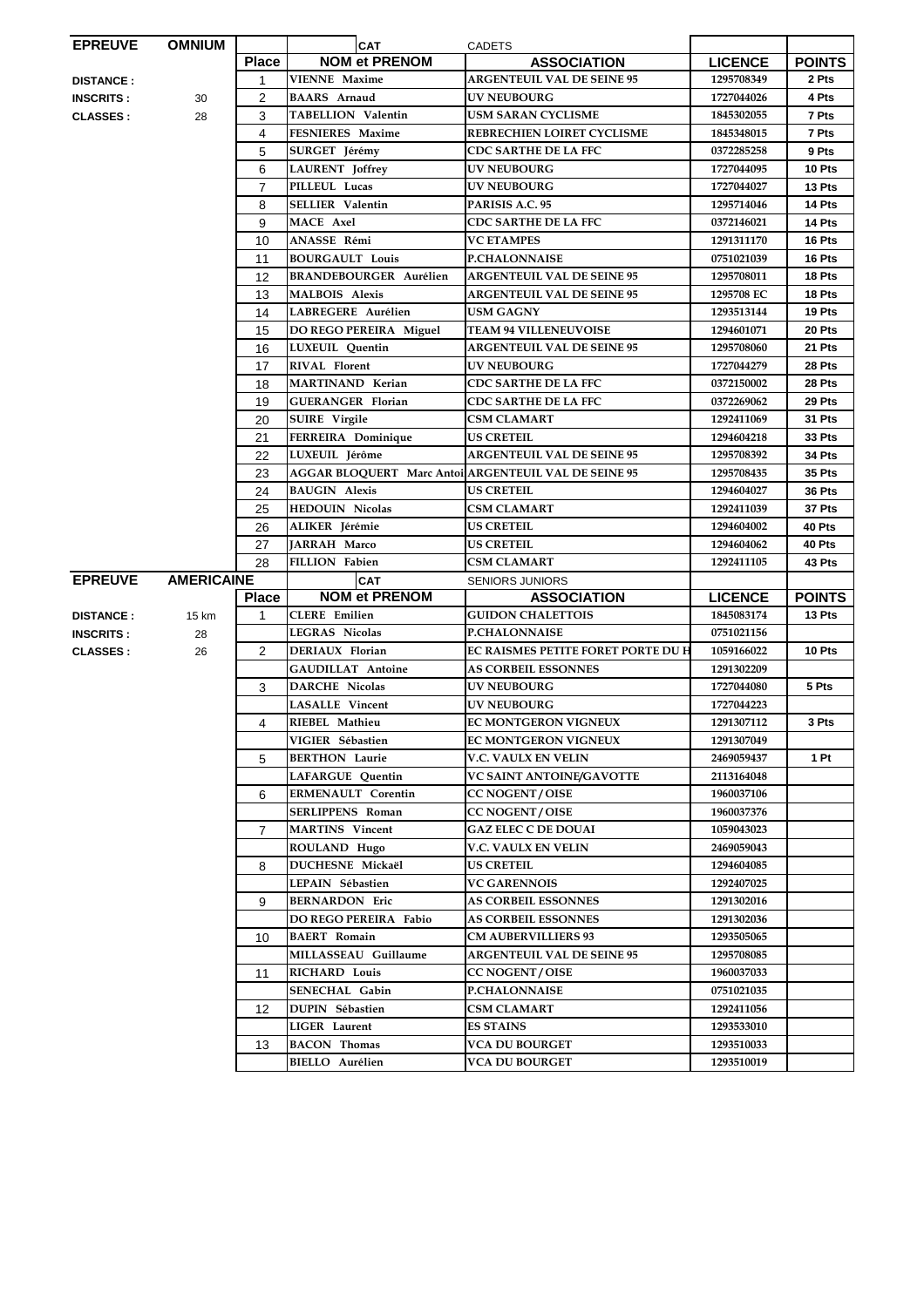| EPREUVE | OMNIUM | | CAT | CADETS | | |
|---|---|---|---|---|---|---|
| | | **Place** | **NOM et PRENOM** | **ASSOCIATION** | **LICENCE** | **POINTS** |
| **DISTANCE :** | | 1 | VIENNE Maxime | ARGENTEUIL VAL DE SEINE 95 | 1295708349 | 2 Pts |
| **INSCRITS :** | 30 | 2 | BAARS Arnaud | UV NEUBOURG | 1727044026 | 4 Pts |
| **CLASSES :** | 28 | 3 | TABELLION Valentin | USM SARAN CYCLISME | 1845302055 | 7 Pts |
| | | 4 | FESNIERES Maxime | REBRECHIEN LOIRET CYCLISME | 1845348015 | 7 Pts |
| | | 5 | SURGET Jérémy | CDC SARTHE DE LA FFC | 0372285258 | 9 Pts |
| | | 6 | LAURENT Joffrey | UV NEUBOURG | 1727044095 | 10 Pts |
| | | 7 | PILLEUL Lucas | UV NEUBOURG | 1727044027 | 13 Pts |
| | | 8 | SELLIER Valentin | PARISIS A.C. 95 | 1295714046 | 14 Pts |
| | | 9 | MACE Axel | CDC SARTHE DE LA FFC | 0372146021 | 14 Pts |
| | | 10 | ANASSE Rémi | VC ETAMPES | 1291311170 | 16 Pts |
| | | 11 | BOURGAULT Louis | P.CHALONNAISE | 0751021039 | 16 Pts |
| | | 12 | BRANDEBOURGER Aurélien | ARGENTEUIL VAL DE SEINE 95 | 1295708011 | 18 Pts |
| | | 13 | MALBOIS Alexis | ARGENTEUIL VAL DE SEINE 95 | 1295708 EC | 18 Pts |
| | | 14 | LABREGERE Aurélien | USM GAGNY | 1293513144 | 19 Pts |
| | | 15 | DO REGO PEREIRA Miguel | TEAM 94 VILLENEUVOISE | 1294601071 | 20 Pts |
| | | 16 | LUXEUIL Quentin | ARGENTEUIL VAL DE SEINE 95 | 1295708060 | 21 Pts |
| | | 17 | RIVAL Florent | UV NEUBOURG | 1727044279 | 28 Pts |
| | | 18 | MARTINAND Kerian | CDC SARTHE DE LA FFC | 0372150002 | 28 Pts |
| | | 19 | GUERANGER Florian | CDC SARTHE DE LA FFC | 0372269062 | 29 Pts |
| | | 20 | SUIRE Virgile | CSM CLAMART | 1292411069 | 31 Pts |
| | | 21 | FERREIRA Dominique | US CRETEIL | 1294604218 | 33 Pts |
| | | 22 | LUXEUIL Jérôme | ARGENTEUIL VAL DE SEINE 95 | 1295708392 | 34 Pts |
| | | 23 | AGGAR BLOQUERT Marc Antoi | ARGENTEUIL VAL DE SEINE 95 | 1295708435 | 35 Pts |
| | | 24 | BAUGIN Alexis | US CRETEIL | 1294604027 | 36 Pts |
| | | 25 | HEDOUIN Nicolas | CSM CLAMART | 1292411039 | 37 Pts |
| | | 26 | ALIKER Jérémie | US CRETEIL | 1294604002 | 40 Pts |
| | | 27 | JARRAH Marco | US CRETEIL | 1294604062 | 40 Pts |
| | | 28 | FILLION Fabien | CSM CLAMART | 1292411105 | 43 Pts |

| EPREUVE | AMERICAINE | | CAT | SENIORS JUNIORS | | |
|---|---|---|---|---|---|---|
| | | **Place** | **NOM et PRENOM** | **ASSOCIATION** | **LICENCE** | **POINTS** |
| **DISTANCE :** | 15 km | 1 | CLERE Emilien | GUIDON CHALETTOIS | 1845083174 | 13 Pts |
| **INSCRITS :** | 28 | | LEGRAS Nicolas | P.CHALONNAISE | 0751021156 | |
| **CLASSES :** | 26 | 2 | DERIAUX Florian | EC RAISMES PETITE FORET PORTE DU H | 1059166022 | 10 Pts |
| | | | GAUDILLAT Antoine | AS CORBEIL ESSONNES | 1291302209 | |
| | | 3 | DARCHE Nicolas | UV NEUBOURG | 1727044080 | 5 Pts |
| | | | LASALLE Vincent | UV NEUBOURG | 1727044223 | |
| | | 4 | RIEBEL Mathieu | EC MONTGERON VIGNEUX | 1291307112 | 3 Pts |
| | | | VIGIER Sébastien | EC MONTGERON VIGNEUX | 1291307049 | |
| | | 5 | BERTHON Laurie | V.C. VAULX EN VELIN | 2469059437 | 1 Pt |
| | | | LAFARGUE Quentin | VC SAINT ANTOINE/GAVOTTE | 2113164048 | |
| | | 6 | ERMENAULT Corentin | CC NOGENT / OISE | 1960037106 | |
| | | | SERLIPPENS Roman | CC NOGENT / OISE | 1960037376 | |
| | | 7 | MARTINS Vincent | GAZ ELEC C DE DOUAI | 1059043023 | |
| | | | ROULAND Hugo | V.C. VAULX EN VELIN | 2469059043 | |
| | | 8 | DUCHESNE Mickaël | US CRETEIL | 1294604085 | |
| | | | LEPAIN Sébastien | VC GARENNOIS | 1292407025 | |
| | | 9 | BERNARDON Eric | AS CORBEIL ESSONNES | 1291302016 | |
| | | | DO REGO PEREIRA Fabio | AS CORBEIL ESSONNES | 1291302036 | |
| | | 10 | BAERT Romain | CM AUBERVILLIERS 93 | 1293505065 | |
| | | | MILLASSEAU Guillaume | ARGENTEUIL VAL DE SEINE 95 | 1295708085 | |
| | | 11 | RICHARD Louis | CC NOGENT / OISE | 1960037033 | |
| | | | SENECHAL Gabin | P.CHALONNAISE | 0751021035 | |
| | | 12 | DUPIN Sébastien | CSM CLAMART | 1292411056 | |
| | | | LIGER Laurent | ES STAINS | 1293533010 | |
| | | 13 | BACON Thomas | VCA DU BOURGET | 1293510033 | |
| | | | BIELLO Aurélien | VCA DU BOURGET | 1293510019 | |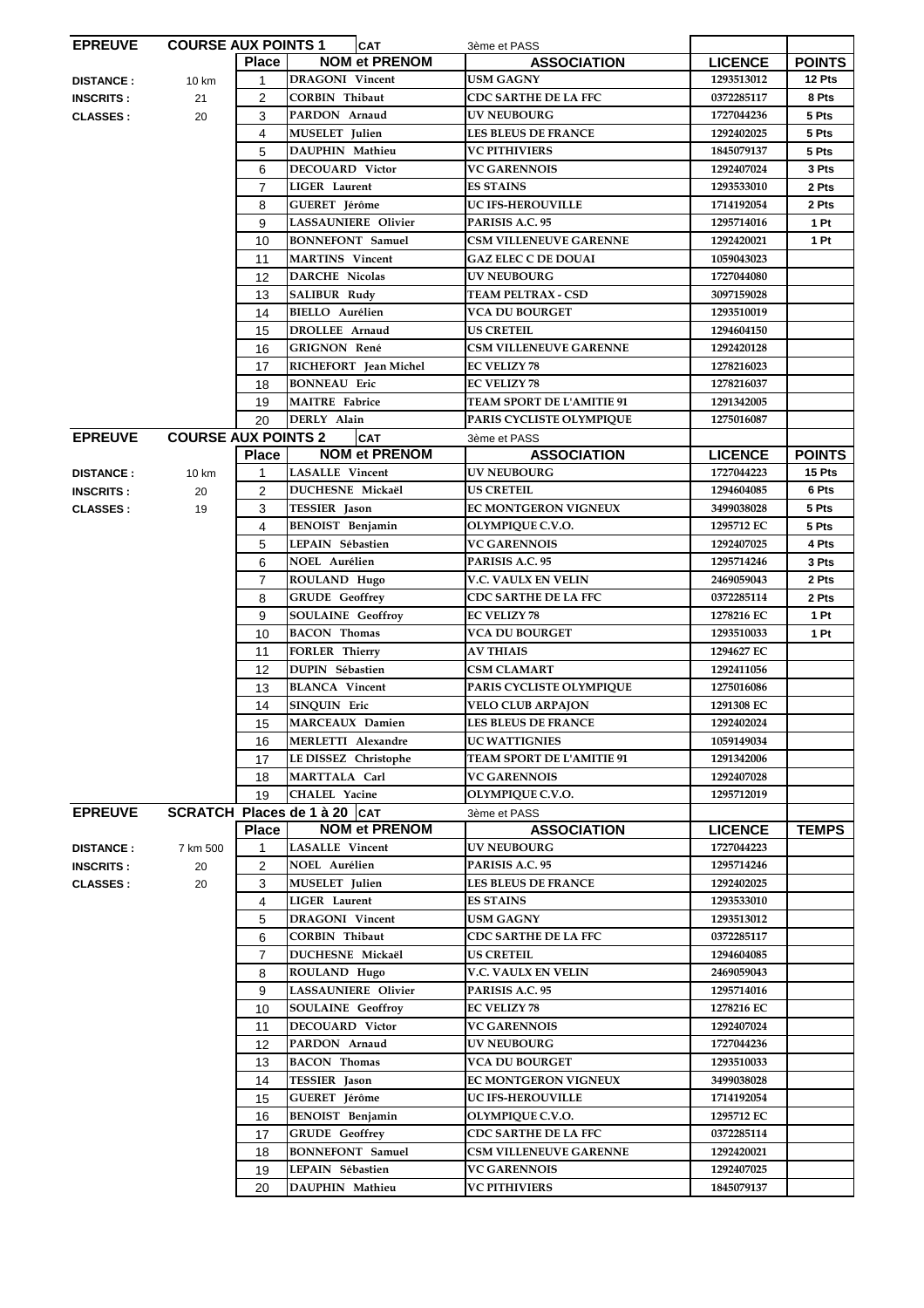| EPREUVE | COURSE AUX POINTS 1 | | CAT | 3ème et PASS | | |
|---|---|---|---|---|---|---|
| | | **Place** | **NOM et PRENOM** | **ASSOCIATION** | **LICENCE** | **POINTS** |
| **DISTANCE :** | 10 km | 1 | DRAGONI Vincent | USM GAGNY | 1293513012 | 12 Pts |
| **INSCRITS :** | 21 | 2 | CORBIN Thibaut | CDC SARTHE DE LA FFC | 0372285117 | 8 Pts |
| **CLASSES :** | 20 | 3 | PARDON Arnaud | UV NEUBOURG | 1727044236 | 5 Pts |
| | | 4 | MUSELET Julien | LES BLEUS DE FRANCE | 1292402025 | 5 Pts |
| | | 5 | DAUPHIN Mathieu | VC PITHIVIERS | 1845079137 | 5 Pts |
| | | 6 | DECOUARD Victor | VC GARENNOIS | 1292407024 | 3 Pts |
| | | 7 | LIGER Laurent | ES STAINS | 1293533010 | 2 Pts |
| | | 8 | GUERET Jérôme | UC IFS-HEROUVILLE | 1714192054 | 2 Pts |
| | | 9 | LASSAUNIERE Olivier | PARISIS A.C. 95 | 1295714016 | 1 Pt |
| | | 10 | BONNEFONT Samuel | CSM VILLENEUVE GARENNE | 1292420021 | 1 Pt |
| | | 11 | MARTINS Vincent | GAZ ELEC C DE DOUAI | 1059043023 | |
| | | 12 | DARCHE Nicolas | UV NEUBOURG | 1727044080 | |
| | | 13 | SALIBUR Rudy | TEAM PELTRAX - CSD | 3097159028 | |
| | | 14 | BIELLO Aurélien | VCA DU BOURGET | 1293510019 | |
| | | 15 | DROLLEE Arnaud | US CRETEIL | 1294604150 | |
| | | 16 | GRIGNON René | CSM VILLENEUVE GARENNE | 1292420128 | |
| | | 17 | RICHEFORT Jean Michel | EC VELIZY 78 | 1278216023 | |
| | | 18 | BONNEAU Eric | EC VELIZY 78 | 1278216037 | |
| | | 19 | MAITRE Fabrice | TEAM SPORT DE L'AMITIE 91 | 1291342005 | |
| | | 20 | DERLY Alain | PARIS CYCLISTE OLYMPIQUE | 1275016087 | |

| EPREUVE | COURSE AUX POINTS 2 | | CAT | 3ème et PASS | | |
|---|---|---|---|---|---|---|
| | | **Place** | **NOM et PRENOM** | **ASSOCIATION** | **LICENCE** | **POINTS** |
| **DISTANCE :** | 10 km | 1 | LASALLE Vincent | UV NEUBOURG | 1727044223 | 15 Pts |
| **INSCRITS :** | 20 | 2 | DUCHESNE Mickaël | US CRETEIL | 1294604085 | 6 Pts |
| **CLASSES :** | 19 | 3 | TESSIER Jason | EC MONTGERON VIGNEUX | 3499038028 | 5 Pts |
| | | 4 | BENOIST Benjamin | OLYMPIQUE C.V.O. | 1295712 EC | 5 Pts |
| | | 5 | LEPAIN Sébastien | VC GARENNOIS | 1292407025 | 4 Pts |
| | | 6 | NOEL Aurélien | PARISIS A.C. 95 | 1295714246 | 3 Pts |
| | | 7 | ROULAND Hugo | V.C. VAULX EN VELIN | 2469059043 | 2 Pts |
| | | 8 | GRUDE Geoffrey | CDC SARTHE DE LA FFC | 0372285114 | 2 Pts |
| | | 9 | SOULAINE Geoffroy | EC VELIZY 78 | 1278216 EC | 1 Pt |
| | | 10 | BACON Thomas | VCA DU BOURGET | 1293510033 | 1 Pt |
| | | 11 | FORLER Thierry | AV THIAIS | 1294627 EC | |
| | | 12 | DUPIN Sébastien | CSM CLAMART | 1292411056 | |
| | | 13 | BLANCA Vincent | PARIS CYCLISTE OLYMPIQUE | 1275016086 | |
| | | 14 | SINQUIN Eric | VELO CLUB ARPAJON | 1291308 EC | |
| | | 15 | MARCEAUX Damien | LES BLEUS DE FRANCE | 1292402024 | |
| | | 16 | MERLETTI Alexandre | UC WATTIGNIES | 1059149034 | |
| | | 17 | LE DISSEZ Christophe | TEAM SPORT DE L'AMITIE 91 | 1291342006 | |
| | | 18 | MARTTALA Carl | VC GARENNOIS | 1292407028 | |
| | | 19 | CHALEL Yacine | OLYMPIQUE C.V.O. | 1295712019 | |

| EPREUVE | SCRATCH Places de 1 à 20 | | CAT | 3ème et PASS | | |
|---|---|---|---|---|---|---|
| | | **Place** | **NOM et PRENOM** | **ASSOCIATION** | **LICENCE** | **TEMPS** |
| **DISTANCE :** | 7 km 500 | 1 | LASALLE Vincent | UV NEUBOURG | 1727044223 | |
| **INSCRITS :** | 20 | 2 | NOEL Aurélien | PARISIS A.C. 95 | 1295714246 | |
| **CLASSES :** | 20 | 3 | MUSELET Julien | LES BLEUS DE FRANCE | 1292402025 | |
| | | 4 | LIGER Laurent | ES STAINS | 1293533010 | |
| | | 5 | DRAGONI Vincent | USM GAGNY | 1293513012 | |
| | | 6 | CORBIN Thibaut | CDC SARTHE DE LA FFC | 0372285117 | |
| | | 7 | DUCHESNE Mickaël | US CRETEIL | 1294604085 | |
| | | 8 | ROULAND Hugo | V.C. VAULX EN VELIN | 2469059043 | |
| | | 9 | LASSAUNIERE Olivier | PARISIS A.C. 95 | 1295714016 | |
| | | 10 | SOULAINE Geoffroy | EC VELIZY 78 | 1278216 EC | |
| | | 11 | DECOUARD Victor | VC GARENNOIS | 1292407024 | |
| | | 12 | PARDON Arnaud | UV NEUBOURG | 1727044236 | |
| | | 13 | BACON Thomas | VCA DU BOURGET | 1293510033 | |
| | | 14 | TESSIER Jason | EC MONTGERON VIGNEUX | 3499038028 | |
| | | 15 | GUERET Jérôme | UC IFS-HEROUVILLE | 1714192054 | |
| | | 16 | BENOIST Benjamin | OLYMPIQUE C.V.O. | 1295712 EC | |
| | | 17 | GRUDE Geoffrey | CDC SARTHE DE LA FFC | 0372285114 | |
| | | 18 | BONNEFONT Samuel | CSM VILLENEUVE GARENNE | 1292420021 | |
| | | 19 | LEPAIN Sébastien | VC GARENNOIS | 1292407025 | |
| | | 20 | DAUPHIN Mathieu | VC PITHIVIERS | 1845079137 | |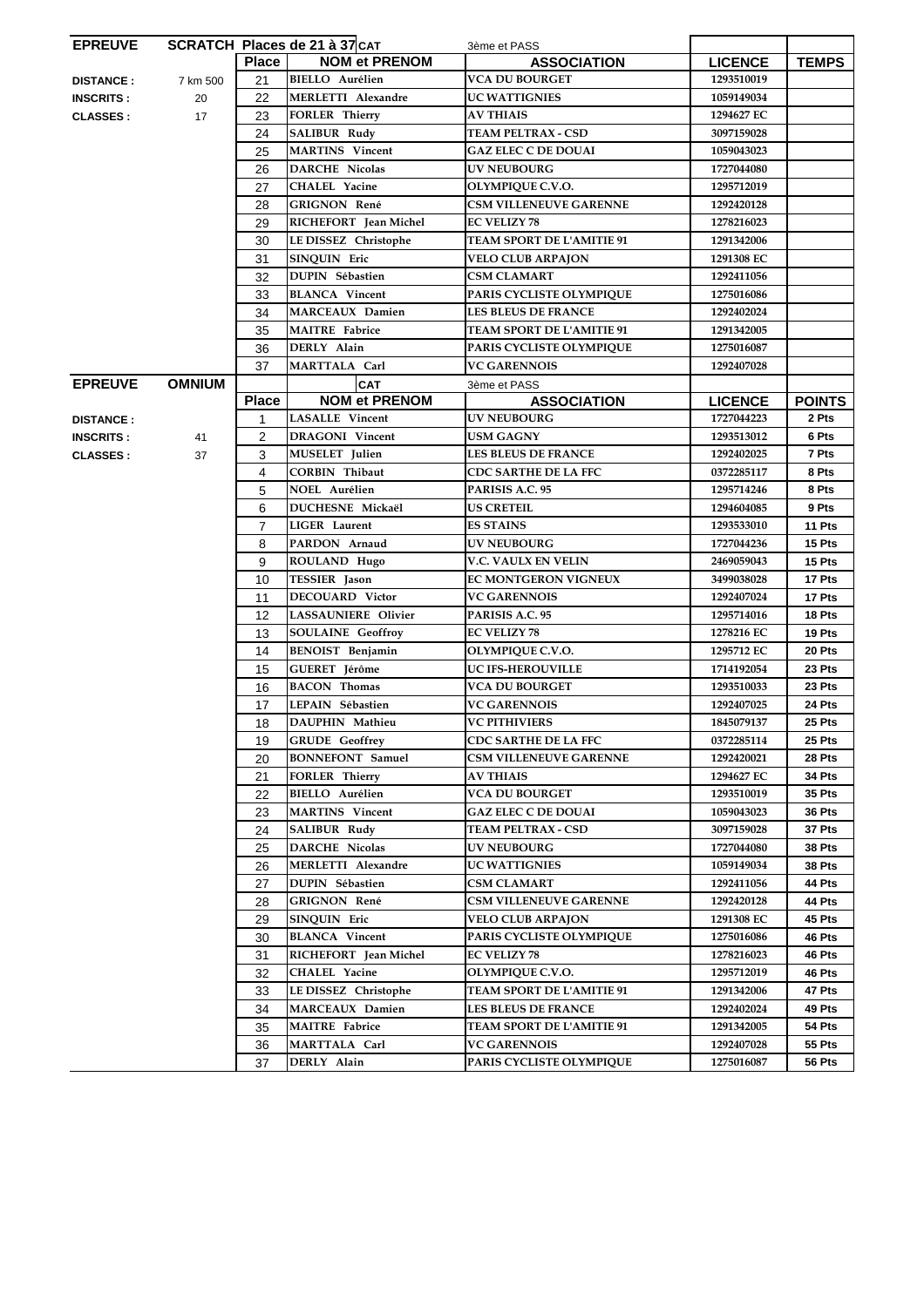| EPREUVE | SCRATCH Places de 21 à 37 CAT | | 3ème et PASS | | |
|---|---|---|---|---|---|
| | | **Place** | **NOM et PRENOM** | **ASSOCIATION** | **LICENCE** | **TEMPS** |

| EPREUVE | SCRATCH Places de 21 à 37 | Place | NOM et PRENOM | ASSOCIATION | LICENCE | TEMPS |
|---|---|---|---|---|---|---|
| CAT | 3ème et PASS | | | | | |
| DISTANCE : | 7 km 500 | 21 | BIELLO Aurélien | VCA DU BOURGET | 1293510019 | |
| INSCRITS : | 20 | 22 | MERLETTI Alexandre | UC WATTIGNIES | 1059149034 | |
| CLASSES : | 17 | 23 | FORLER Thierry | AV THIAIS | 1294627 EC | |
| | | 24 | SALIBUR Rudy | TEAM PELTRAX - CSD | 3097159028 | |
| | | 25 | MARTINS Vincent | GAZ ELEC C DE DOUAI | 1059043023 | |
| | | 26 | DARCHE Nicolas | UV NEUBOURG | 1727044080 | |
| | | 27 | CHALEL Yacine | OLYMPIQUE C.V.O. | 1295712019 | |
| | | 28 | GRIGNON René | CSM VILLENEUVE GARENNE | 1292420128 | |
| | | 29 | RICHEFORT Jean Michel | EC VELIZY 78 | 1278216023 | |
| | | 30 | LE DISSEZ Christophe | TEAM SPORT DE L'AMITIE 91 | 1291342006 | |
| | | 31 | SINQUIN Eric | VELO CLUB ARPAJON | 1291308 EC | |
| | | 32 | DUPIN Sébastien | CSM CLAMART | 1292411056 | |
| | | 33 | BLANCA Vincent | PARIS CYCLISTE OLYMPIQUE | 1275016086 | |
| | | 34 | MARCEAUX Damien | LES BLEUS DE FRANCE | 1292402024 | |
| | | 35 | MAITRE Fabrice | TEAM SPORT DE L'AMITIE 91 | 1291342005 | |
| | | 36 | DERLY Alain | PARIS CYCLISTE OLYMPIQUE | 1275016087 | |
| | | 37 | MARTTALA Carl | VC GARENNOIS | 1292407028 | |

| EPREUVE | OMNIUM | Place | NOM et PRENOM | ASSOCIATION | LICENCE | POINTS |
|---|---|---|---|---|---|---|
| CAT | 3ème et PASS | | | | | |
| DISTANCE : | | 1 | LASALLE Vincent | UV NEUBOURG | 1727044223 | 2 Pts |
| INSCRITS : | 41 | 2 | DRAGONI Vincent | USM GAGNY | 1293513012 | 6 Pts |
| CLASSES : | 37 | 3 | MUSELET Julien | LES BLEUS DE FRANCE | 1292402025 | 7 Pts |
| | | 4 | CORBIN Thibaut | CDC SARTHE DE LA FFC | 0372285117 | 8 Pts |
| | | 5 | NOEL Aurélien | PARISIS A.C. 95 | 1295714246 | 8 Pts |
| | | 6 | DUCHESNE Mickaël | US CRETEIL | 1294604085 | 9 Pts |
| | | 7 | LIGER Laurent | ES STAINS | 1293533010 | 11 Pts |
| | | 8 | PARDON Arnaud | UV NEUBOURG | 1727044236 | 15 Pts |
| | | 9 | ROULAND Hugo | V.C. VAULX EN VELIN | 2469059043 | 15 Pts |
| | | 10 | TESSIER Jason | EC MONTGERON VIGNEUX | 3499038028 | 17 Pts |
| | | 11 | DECOUARD Victor | VC GARENNOIS | 1292407024 | 17 Pts |
| | | 12 | LASSAUNIERE Olivier | PARISIS A.C. 95 | 1295714016 | 18 Pts |
| | | 13 | SOULAINE Geoffroy | EC VELIZY 78 | 1278216 EC | 19 Pts |
| | | 14 | BENOIST Benjamin | OLYMPIQUE C.V.O. | 1295712 EC | 20 Pts |
| | | 15 | GUERET Jérôme | UC IFS-HEROUVILLE | 1714192054 | 23 Pts |
| | | 16 | BACON Thomas | VCA DU BOURGET | 1293510033 | 23 Pts |
| | | 17 | LEPAIN Sébastien | VC GARENNOIS | 1292407025 | 24 Pts |
| | | 18 | DAUPHIN Mathieu | VC PITHIVIERS | 1845079137 | 25 Pts |
| | | 19 | GRUDE Geoffrey | CDC SARTHE DE LA FFC | 0372285114 | 25 Pts |
| | | 20 | BONNEFONT Samuel | CSM VILLENEUVE GARENNE | 1292420021 | 28 Pts |
| | | 21 | FORLER Thierry | AV THIAIS | 1294627 EC | 34 Pts |
| | | 22 | BIELLO Aurélien | VCA DU BOURGET | 1293510019 | 35 Pts |
| | | 23 | MARTINS Vincent | GAZ ELEC C DE DOUAI | 1059043023 | 36 Pts |
| | | 24 | SALIBUR Rudy | TEAM PELTRAX - CSD | 3097159028 | 37 Pts |
| | | 25 | DARCHE Nicolas | UV NEUBOURG | 1727044080 | 38 Pts |
| | | 26 | MERLETTI Alexandre | UC WATTIGNIES | 1059149034 | 38 Pts |
| | | 27 | DUPIN Sébastien | CSM CLAMART | 1292411056 | 44 Pts |
| | | 28 | GRIGNON René | CSM VILLENEUVE GARENNE | 1292420128 | 44 Pts |
| | | 29 | SINQUIN Eric | VELO CLUB ARPAJON | 1291308 EC | 45 Pts |
| | | 30 | BLANCA Vincent | PARIS CYCLISTE OLYMPIQUE | 1275016086 | 46 Pts |
| | | 31 | RICHEFORT Jean Michel | EC VELIZY 78 | 1278216023 | 46 Pts |
| | | 32 | CHALEL Yacine | OLYMPIQUE C.V.O. | 1295712019 | 46 Pts |
| | | 33 | LE DISSEZ Christophe | TEAM SPORT DE L'AMITIE 91 | 1291342006 | 47 Pts |
| | | 34 | MARCEAUX Damien | LES BLEUS DE FRANCE | 1292402024 | 49 Pts |
| | | 35 | MAITRE Fabrice | TEAM SPORT DE L'AMITIE 91 | 1291342005 | 54 Pts |
| | | 36 | MARTTALA Carl | VC GARENNOIS | 1292407028 | 55 Pts |
| | | 37 | DERLY Alain | PARIS CYCLISTE OLYMPIQUE | 1275016087 | 56 Pts |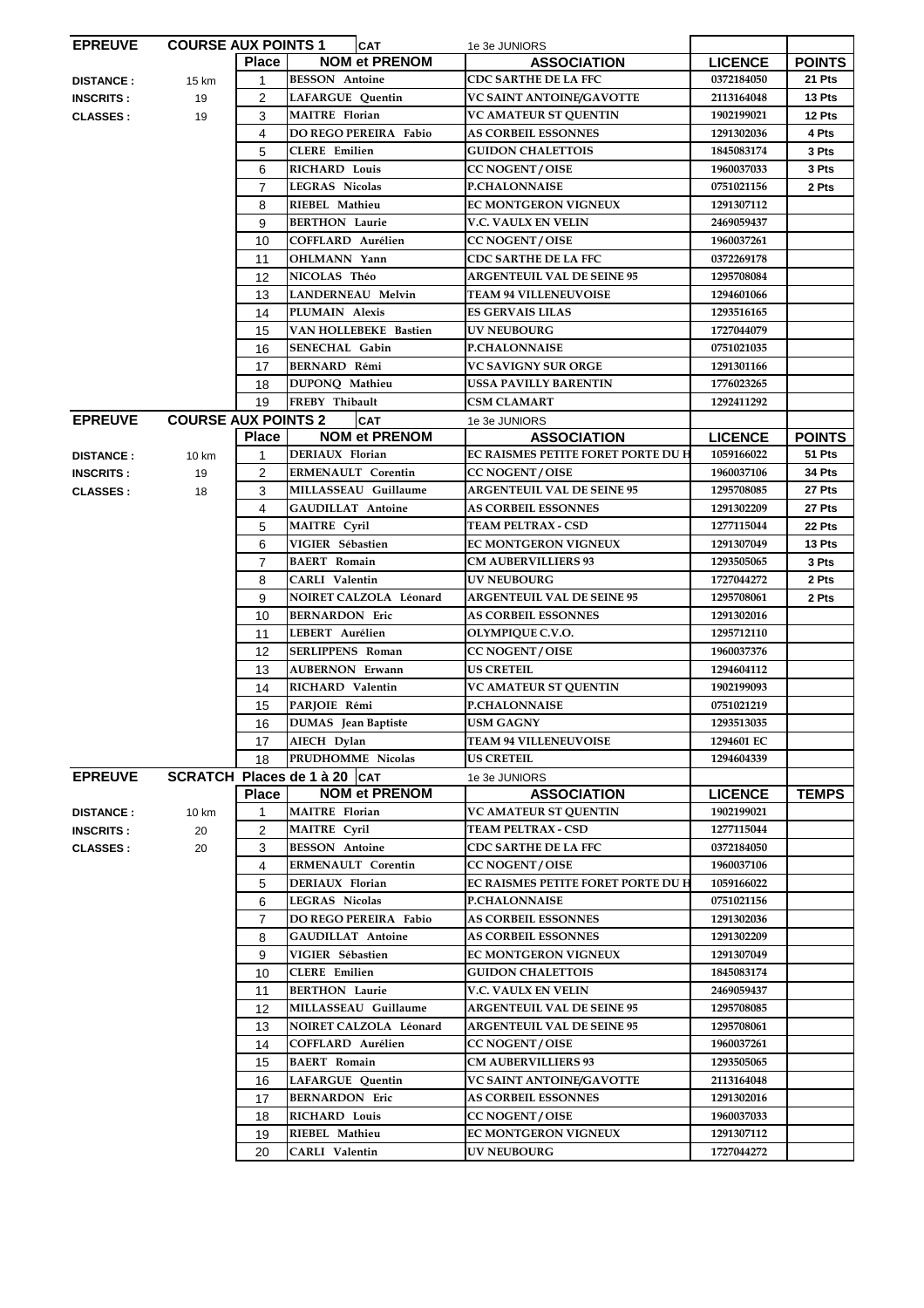| EPREUVE | COURSE AUX POINTS 1 | | CAT | 1e 3e JUNIORS | | |
|---|---|---|---|---|---|---|
| | | **Place** | **NOM et PRENOM** | **ASSOCIATION** | **LICENCE** | **POINTS** |
| **DISTANCE :** | 15 km | 1 | BESSON Antoine | CDC SARTHE DE LA FFC | 0372184050 | 21 Pts |
| **INSCRITS :** | 19 | 2 | LAFARGUE Quentin | VC SAINT ANTOINE/GAVOTTE | 2113164048 | 13 Pts |
| **CLASSES :** | 19 | 3 | MAITRE Florian | VC AMATEUR ST QUENTIN | 1902199021 | 12 Pts |
| | | 4 | DO REGO PEREIRA Fabio | AS CORBEIL ESSONNES | 1291302036 | 4 Pts |
| | | 5 | CLERE Emilien | GUIDON CHALETTOIS | 1845083174 | 3 Pts |
| | | 6 | RICHARD Louis | CC NOGENT / OISE | 1960037033 | 3 Pts |
| | | 7 | LEGRAS Nicolas | P.CHALONNAISE | 0751021156 | 2 Pts |
| | | 8 | RIEBEL Mathieu | EC MONTGERON VIGNEUX | 1291307112 | |
| | | 9 | BERTHON Laurie | V.C. VAULX EN VELIN | 2469059437 | |
| | | 10 | COFFLARD Aurélien | CC NOGENT / OISE | 1960037261 | |
| | | 11 | OHLMANN Yann | CDC SARTHE DE LA FFC | 0372269178 | |
| | | 12 | NICOLAS Théo | ARGENTEUIL VAL DE SEINE 95 | 1295708084 | |
| | | 13 | LANDERNEAU Melvin | TEAM 94 VILLENEUVOISE | 1294601066 | |
| | | 14 | PLUMAIN Alexis | ES GERVAIS LILAS | 1293516165 | |
| | | 15 | VAN HOLLEBEKE Bastien | UV NEUBOURG | 1727044079 | |
| | | 16 | SENECHAL Gabin | P.CHALONNAISE | 0751021035 | |
| | | 17 | BERNARD Rémi | VC SAVIGNY SUR ORGE | 1291301166 | |
| | | 18 | DUPONQ Mathieu | USSA PAVILLY BARENTIN | 1776023265 | |
| | | 19 | FREBY Thibault | CSM CLAMART | 1292411292 | |

| EPREUVE | COURSE AUX POINTS 2 | | CAT | 1e 3e JUNIORS | | |
|---|---|---|---|---|---|---|
| | | **Place** | **NOM et PRENOM** | **ASSOCIATION** | **LICENCE** | **POINTS** |
| **DISTANCE :** | 10 km | 1 | DERIAUX Florian | EC RAISMES PETITE FORET PORTE DU H | 1059166022 | 51 Pts |
| **INSCRITS :** | 19 | 2 | ERMENAULT Corentin | CC NOGENT / OISE | 1960037106 | 34 Pts |
| **CLASSES :** | 18 | 3 | MILLASSEAU Guillaume | ARGENTEUIL VAL DE SEINE 95 | 1295708085 | 27 Pts |
| | | 4 | GAUDILLAT Antoine | AS CORBEIL ESSONNES | 1291302209 | 27 Pts |
| | | 5 | MAITRE Cyril | TEAM PELTRAX - CSD | 1277115044 | 22 Pts |
| | | 6 | VIGIER Sébastien | EC MONTGERON VIGNEUX | 1291307049 | 13 Pts |
| | | 7 | BAERT Romain | CM AUBERVILLIERS 93 | 1293505065 | 3 Pts |
| | | 8 | CARLI Valentin | UV NEUBOURG | 1727044272 | 2 Pts |
| | | 9 | NOIRET CALZOLA Léonard | ARGENTEUIL VAL DE SEINE 95 | 1295708061 | 2 Pts |
| | | 10 | BERNARDON Eric | AS CORBEIL ESSONNES | 1291302016 | |
| | | 11 | LEBERT Aurélien | OLYMPIQUE C.V.O. | 1295712110 | |
| | | 12 | SERLIPPENS Roman | CC NOGENT / OISE | 1960037376 | |
| | | 13 | AUBERNON Erwann | US CRETEIL | 1294604112 | |
| | | 14 | RICHARD Valentin | VC AMATEUR ST QUENTIN | 1902199093 | |
| | | 15 | PARJOIE Rémi | P.CHALONNAISE | 0751021219 | |
| | | 16 | DUMAS Jean Baptiste | USM GAGNY | 1293513035 | |
| | | 17 | AIECH Dylan | TEAM 94 VILLENEUVOISE | 1294601 EC | |
| | | 18 | PRUDHOMME Nicolas | US CRETEIL | 1294604339 | |

| EPREUVE | SCRATCH Places de 1 à 20 | | CAT | 1e 3e JUNIORS | | |
|---|---|---|---|---|---|---|
| | | **Place** | **NOM et PRENOM** | **ASSOCIATION** | **LICENCE** | **TEMPS** |
| **DISTANCE :** | 10 km | 1 | MAITRE Florian | VC AMATEUR ST QUENTIN | 1902199021 | |
| **INSCRITS :** | 20 | 2 | MAITRE Cyril | TEAM PELTRAX - CSD | 1277115044 | |
| **CLASSES :** | 20 | 3 | BESSON Antoine | CDC SARTHE DE LA FFC | 0372184050 | |
| | | 4 | ERMENAULT Corentin | CC NOGENT / OISE | 1960037106 | |
| | | 5 | DERIAUX Florian | EC RAISMES PETITE FORET PORTE DU H | 1059166022 | |
| | | 6 | LEGRAS Nicolas | P.CHALONNAISE | 0751021156 | |
| | | 7 | DO REGO PEREIRA Fabio | AS CORBEIL ESSONNES | 1291302036 | |
| | | 8 | GAUDILLAT Antoine | AS CORBEIL ESSONNES | 1291302209 | |
| | | 9 | VIGIER Sébastien | EC MONTGERON VIGNEUX | 1291307049 | |
| | | 10 | CLERE Emilien | GUIDON CHALETTOIS | 1845083174 | |
| | | 11 | BERTHON Laurie | V.C. VAULX EN VELIN | 2469059437 | |
| | | 12 | MILLASSEAU Guillaume | ARGENTEUIL VAL DE SEINE 95 | 1295708085 | |
| | | 13 | NOIRET CALZOLA Léonard | ARGENTEUIL VAL DE SEINE 95 | 1295708061 | |
| | | 14 | COFFLARD Aurélien | CC NOGENT / OISE | 1960037261 | |
| | | 15 | BAERT Romain | CM AUBERVILLIERS 93 | 1293505065 | |
| | | 16 | LAFARGUE Quentin | VC SAINT ANTOINE/GAVOTTE | 2113164048 | |
| | | 17 | BERNARDON Eric | AS CORBEIL ESSONNES | 1291302016 | |
| | | 18 | RICHARD Louis | CC NOGENT / OISE | 1960037033 | |
| | | 19 | RIEBEL Mathieu | EC MONTGERON VIGNEUX | 1291307112 | |
| | | 20 | CARLI Valentin | UV NEUBOURG | 1727044272 | |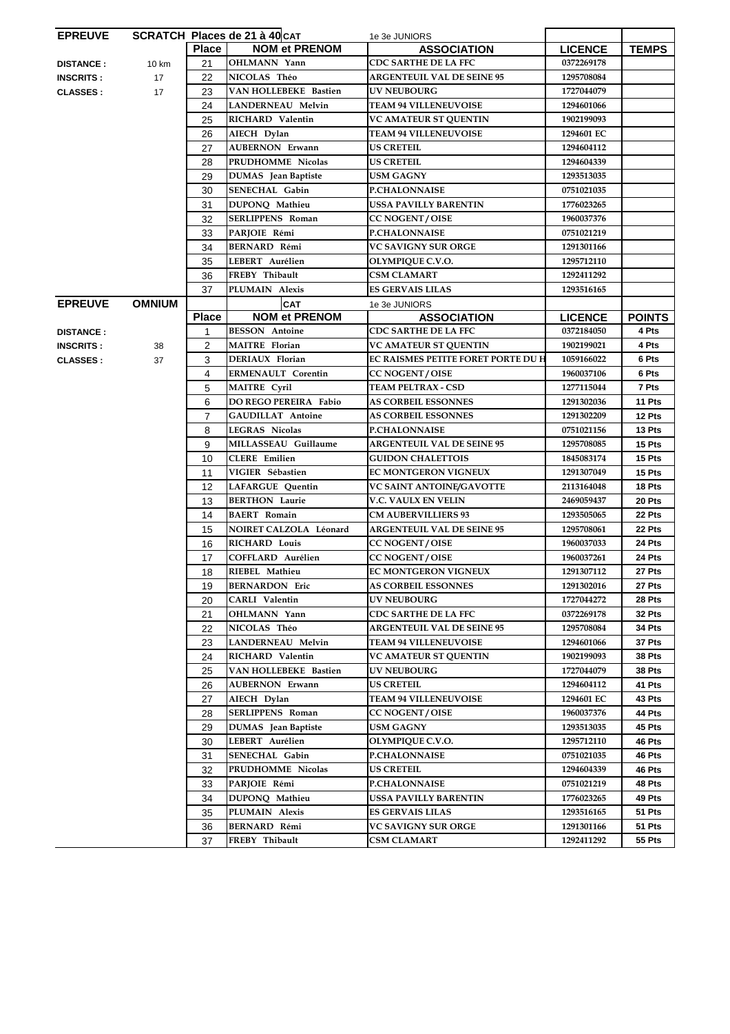| EPREUVE | SCRATCH | Places de 21 à 40 | CAT | 1e 3e JUNIORS | | |
|---|---|---|---|---|---|---|
| | | Place | NOM et PRENOM | ASSOCIATION | LICENCE | TEMPS |
| DISTANCE : | 10 km | 21 | OHLMANN Yann | CDC SARTHE DE LA FFC | 0372269178 | |
| INSCRITS : | 17 | 22 | NICOLAS Théo | ARGENTEUIL VAL DE SEINE 95 | 1295708084 | |
| CLASSES : | 17 | 23 | VAN HOLLEBEKE Bastien | UV NEUBOURG | 1727044079 | |
| | | 24 | LANDERNEAU Melvin | TEAM 94 VILLENEUVOISE | 1294601066 | |
| | | 25 | RICHARD Valentin | VC AMATEUR ST QUENTIN | 1902199093 | |
| | | 26 | AIECH Dylan | TEAM 94 VILLENEUVOISE | 1294601 EC | |
| | | 27 | AUBERNON Erwann | US CRETEIL | 1294604112 | |
| | | 28 | PRUDHOMME Nicolas | US CRETEIL | 1294604339 | |
| | | 29 | DUMAS Jean Baptiste | USM GAGNY | 1293513035 | |
| | | 30 | SENECHAL Gabin | P.CHALONNAISE | 0751021035 | |
| | | 31 | DUPONQ Mathieu | USSA PAVILLY BARENTIN | 1776023265 | |
| | | 32 | SERLIPPENS Roman | CC NOGENT / OISE | 1960037376 | |
| | | 33 | PARJOIE Rémi | P.CHALONNAISE | 0751021219 | |
| | | 34 | BERNARD Rémi | VC SAVIGNY SUR ORGE | 1291301166 | |
| | | 35 | LEBERT Aurélien | OLYMPIQUE C.V.O. | 1295712110 | |
| | | 36 | FREBY Thibault | CSM CLAMART | 1292411292 | |
| | | 37 | PLUMAIN Alexis | ES GERVAIS LILAS | 1293516165 | |

| EPREUVE | OMNIUM | | CAT | 1e 3e JUNIORS | | |
|---|---|---|---|---|---|---|
| | | Place | NOM et PRENOM | ASSOCIATION | LICENCE | POINTS |
| DISTANCE : | | 1 | BESSON Antoine | CDC SARTHE DE LA FFC | 0372184050 | 4 Pts |
| INSCRITS : | 38 | 2 | MAITRE Florian | VC AMATEUR ST QUENTIN | 1902199021 | 4 Pts |
| CLASSES : | 37 | 3 | DERIAUX Florian | EC RAISMES PETITE FORET PORTE DU H | 1059166022 | 6 Pts |
| | | 4 | ERMENAULT Corentin | CC NOGENT / OISE | 1960037106 | 6 Pts |
| | | 5 | MAITRE Cyril | TEAM PELTRAX - CSD | 1277115044 | 7 Pts |
| | | 6 | DO REGO PEREIRA Fabio | AS CORBEIL ESSONNES | 1291302036 | 11 Pts |
| | | 7 | GAUDILLAT Antoine | AS CORBEIL ESSONNES | 1291302209 | 12 Pts |
| | | 8 | LEGRAS Nicolas | P.CHALONNAISE | 0751021156 | 13 Pts |
| | | 9 | MILLASSEAU Guillaume | ARGENTEUIL VAL DE SEINE 95 | 1295708085 | 15 Pts |
| | | 10 | CLERE Emilien | GUIDON CHALETTOIS | 1845083174 | 15 Pts |
| | | 11 | VIGIER Sébastien | EC MONTGERON VIGNEUX | 1291307049 | 15 Pts |
| | | 12 | LAFARGUE Quentin | VC SAINT ANTOINE/GAVOTTE | 2113164048 | 18 Pts |
| | | 13 | BERTHON Laurie | V.C. VAULX EN VELIN | 2469059437 | 20 Pts |
| | | 14 | BAERT Romain | CM AUBERVILLIERS 93 | 1293505065 | 22 Pts |
| | | 15 | NOIRET CALZOLA Léonard | ARGENTEUIL VAL DE SEINE 95 | 1295708061 | 22 Pts |
| | | 16 | RICHARD Louis | CC NOGENT / OISE | 1960037033 | 24 Pts |
| | | 17 | COFFLARD Aurélien | CC NOGENT / OISE | 1960037261 | 24 Pts |
| | | 18 | RIEBEL Mathieu | EC MONTGERON VIGNEUX | 1291307112 | 27 Pts |
| | | 19 | BERNARDON Eric | AS CORBEIL ESSONNES | 1291302016 | 27 Pts |
| | | 20 | CARLI Valentin | UV NEUBOURG | 1727044272 | 28 Pts |
| | | 21 | OHLMANN Yann | CDC SARTHE DE LA FFC | 0372269178 | 32 Pts |
| | | 22 | NICOLAS Théo | ARGENTEUIL VAL DE SEINE 95 | 1295708084 | 34 Pts |
| | | 23 | LANDERNEAU Melvin | TEAM 94 VILLENEUVOISE | 1294601066 | 37 Pts |
| | | 24 | RICHARD Valentin | VC AMATEUR ST QUENTIN | 1902199093 | 38 Pts |
| | | 25 | VAN HOLLEBEKE Bastien | UV NEUBOURG | 1727044079 | 38 Pts |
| | | 26 | AUBERNON Erwann | US CRETEIL | 1294604112 | 41 Pts |
| | | 27 | AIECH Dylan | TEAM 94 VILLENEUVOISE | 1294601 EC | 43 Pts |
| | | 28 | SERLIPPENS Roman | CC NOGENT / OISE | 1960037376 | 44 Pts |
| | | 29 | DUMAS Jean Baptiste | USM GAGNY | 1293513035 | 45 Pts |
| | | 30 | LEBERT Aurélien | OLYMPIQUE C.V.O. | 1295712110 | 46 Pts |
| | | 31 | SENECHAL Gabin | P.CHALONNAISE | 0751021035 | 46 Pts |
| | | 32 | PRUDHOMME Nicolas | US CRETEIL | 1294604339 | 46 Pts |
| | | 33 | PARJOIE Rémi | P.CHALONNAISE | 0751021219 | 48 Pts |
| | | 34 | DUPONQ Mathieu | USSA PAVILLY BARENTIN | 1776023265 | 49 Pts |
| | | 35 | PLUMAIN Alexis | ES GERVAIS LILAS | 1293516165 | 51 Pts |
| | | 36 | BERNARD Rémi | VC SAVIGNY SUR ORGE | 1291301166 | 51 Pts |
| | | 37 | FREBY Thibault | CSM CLAMART | 1292411292 | 55 Pts |